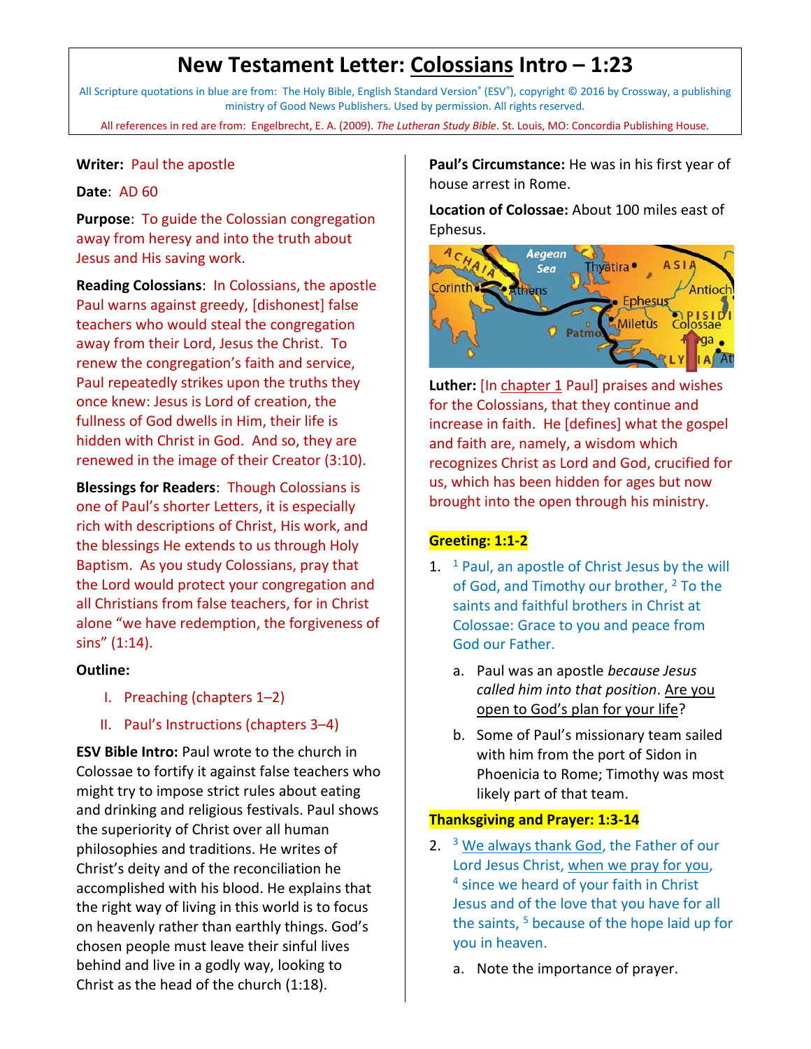# New Testament Letter: Colossians Intro – 1:23

All Scripture quotations in blue are from: The Holy Bible, English Standard Version® (ESV®), copyright © 2016 by Crossway, a publishing ministry of Good News Publishers. Used by permission. All rights reserved.

All references in red are from: Engelbrecht, E. A. (2009). *The Lutheran Study Bible*. St. Louis, MO: Concordia Publishing House.

**Writer:** Paul the apostle

**Date**: AD 60

**Purpose**: To guide the Colossian congregation away from heresy and into the truth about Jesus and His saving work.

**Reading Colossians**: In Colossians, the apostle Paul warns against greedy, [dishonest] false teachers who would steal the congregation away from their Lord, Jesus the Christ. To renew the congregation's faith and service, Paul repeatedly strikes upon the truths they once knew: Jesus is Lord of creation, the fullness of God dwells in Him, their life is hidden with Christ in God. And so, they are renewed in the image of their Creator (3:10).

**Blessings for Readers**: Though Colossians is one of Paul's shorter Letters, it is especially rich with descriptions of Christ, His work, and the blessings He extends to us through Holy Baptism. As you study Colossians, pray that the Lord would protect your congregation and all Christians from false teachers, for in Christ alone "we have redemption, the forgiveness of sins" (1:14).

**Outline:**

I. Preaching (chapters 1–2)

II. Paul's Instructions (chapters 3–4)

**ESV Bible Intro:** Paul wrote to the church in Colossae to fortify it against false teachers who might try to impose strict rules about eating and drinking and religious festivals. Paul shows the superiority of Christ over all human philosophies and traditions. He writes of Christ's deity and of the reconciliation he accomplished with his blood. He explains that the right way of living in this world is to focus on heavenly rather than earthly things. God's chosen people must leave their sinful lives behind and live in a godly way, looking to Christ as the head of the church (1:18).

**Paul's Circumstance:** He was in his first year of house arrest in Rome.

**Location of Colossae:** About 100 miles east of Ephesus.

ACHAIA
Aegean Sea
Thyatira
ASIA
Corinth
Athens
Antioch
Ephesus
PISIDI
Miletus
Colossae
Patmo
ga
LY IA At

**Luther:** [In chapter 1 Paul] praises and wishes for the Colossians, that they continue and increase in faith. He [defines] what the gospel and faith are, namely, a wisdom which recognizes Christ as Lord and God, crucified for us, which has been hidden for ages but now brought into the open through his ministry.

**Greeting: 1:1-2**

1. [1] Paul, an apostle of Christ Jesus by the will of God, and Timothy our brother, [2] To the saints and faithful brothers in Christ at Colossae: Grace to you and peace from God our Father.
   a. Paul was an apostle *because Jesus called him into that position*. Are you open to God's plan for your life?
   b. Some of Paul's missionary team sailed with him from the port of Sidon in Phoenicia to Rome; Timothy was most likely part of that team.

**Thanksgiving and Prayer: 1:3-14**

2. [3] We always thank God, the Father of our Lord Jesus Christ, when we pray for you, [4] since we heard of your faith in Christ Jesus and of the love that you have for all the saints, [5] because of the hope laid up for you in heaven.
   a. Note the importance of prayer.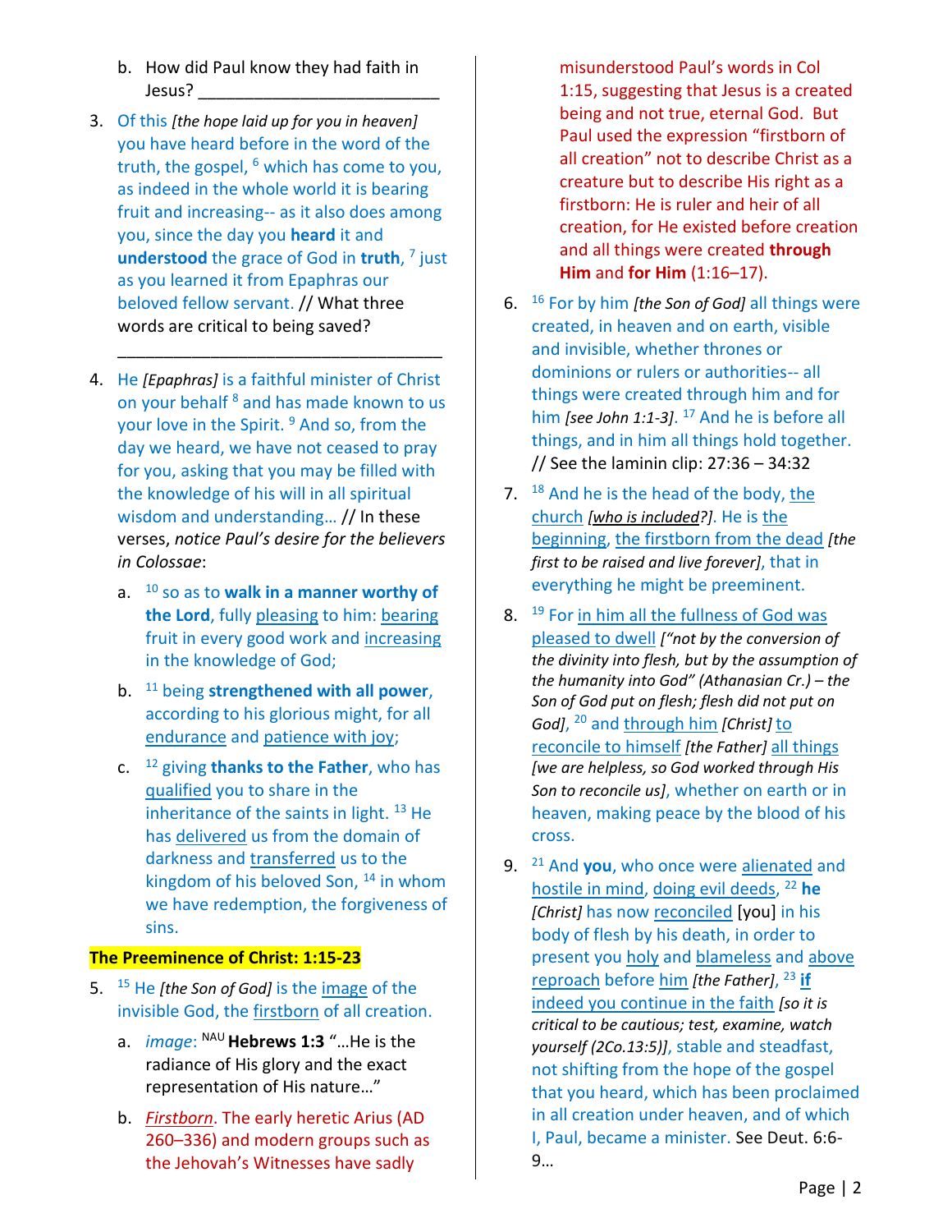b. How did Paul know they had faith in Jesus? ___________________________

3. Of this *[the hope laid up for you in heaven]* you have heard before in the word of the truth, the gospel, [6] which has come to you, as indeed in the whole world it is bearing fruit and increasing-- as it also does among you, since the day you **heard** it and **understood** the grace of God in **truth**, [7] just as you learned it from Epaphras our beloved fellow servant. // What three words are critical to being saved?

___________________________________

4. He *[Epaphras]* is a faithful minister of Christ on your behalf [8] and has made known to us your love in the Spirit. [9] And so, from the day we heard, we have not ceased to pray for you, asking that you may be filled with the knowledge of his will in all spiritual wisdom and understanding… // In these verses, *notice Paul's desire for the believers in Colossae*:

   a. [10] so as to **walk in a manner worthy of the Lord**, fully pleasing to him: bearing fruit in every good work and increasing in the knowledge of God;

   b. [11] being **strengthened with all power**, according to his glorious might, for all endurance and patience with joy;

   c. [12] giving **thanks to the Father**, who has qualified you to share in the inheritance of the saints in light. [13] He has delivered us from the domain of darkness and transferred us to the kingdom of his beloved Son, [14] in whom we have redemption, the forgiveness of sins.

## The Preeminence of Christ: 1:15-23

5. [15] He *[the Son of God]* is the image of the invisible God, the firstborn of all creation.

   a. *image*: NAU **Hebrews 1:3** "…He is the radiance of His glory and the exact representation of His nature…"

   b. *Firstborn*. The early heretic Arius (AD 260–336) and modern groups such as the Jehovah's Witnesses have sadly misunderstood Paul's words in Col 1:15, suggesting that Jesus is a created being and not true, eternal God. But Paul used the expression "firstborn of all creation" not to describe Christ as a creature but to describe His right as a firstborn: He is ruler and heir of all creation, for He existed before creation and all things were created **through Him** and **for Him** (1:16–17).

6. [16] For by him *[the Son of God]* all things were created, in heaven and on earth, visible and invisible, whether thrones or dominions or rulers or authorities-- all things were created through him and for him *[see John 1:1-3]*. [17] And he is before all things, and in him all things hold together. // See the laminin clip: 27:36 – 34:32

7. [18] And he is the head of the body, the church *[who is included?]*. He is the beginning, the firstborn from the dead *[the first to be raised and live forever]*, that in everything he might be preeminent.

8. [19] For in him all the fullness of God was pleased to dwell *["not by the conversion of the divinity into flesh, but by the assumption of the humanity into God" (Athanasian Cr.) – the Son of God put on flesh; flesh did not put on God]*, [20] and through him *[Christ]* to reconcile to himself *[the Father]* all things *[we are helpless, so God worked through His Son to reconcile us]*, whether on earth or in heaven, making peace by the blood of his cross.

9. [21] And **you**, who once were alienated and hostile in mind, doing evil deeds, [22] **he** *[Christ]* has now reconciled [you] in his body of flesh by his death, in order to present you holy and blameless and above reproach before him *[the Father]*, [23] **if** indeed you continue in the faith *[so it is critical to be cautious; test, examine, watch yourself (2Co.13:5)]*, stable and steadfast, not shifting from the hope of the gospel that you heard, which has been proclaimed in all creation under heaven, and of which I, Paul, became a minister. See Deut. 6:6-9…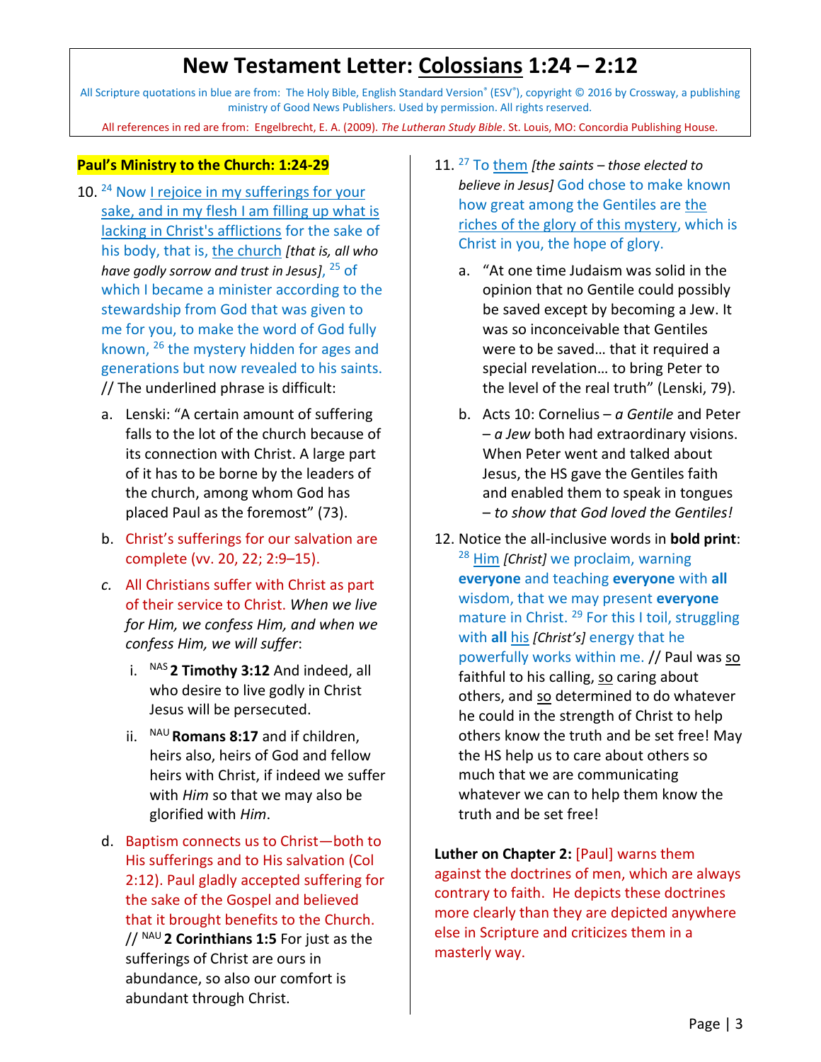# New Testament Letter: Colossians 1:24 – 2:12

All Scripture quotations in blue are from: The Holy Bible, English Standard Version® (ESV®), copyright © 2016 by Crossway, a publishing ministry of Good News Publishers. Used by permission. All rights reserved.

All references in red are from: Engelbrecht, E. A. (2009). *The Lutheran Study Bible*. St. Louis, MO: Concordia Publishing House.

**Paul's Ministry to the Church: 1:24-29**

10. [24] Now I rejoice in my sufferings for your sake, and in my flesh I am filling up what is lacking in Christ's afflictions for the sake of his body, that is, the church *[that is, all who have godly sorrow and trust in Jesus]*, [25] of which I became a minister according to the stewardship from God that was given to me for you, to make the word of God fully known, [26] the mystery hidden for ages and generations but now revealed to his saints. // The underlined phrase is difficult:
    a. Lenski: "A certain amount of suffering falls to the lot of the church because of its connection with Christ. A large part of it has to be borne by the leaders of the church, among whom God has placed Paul as the foremost" (73).
    b. Christ's sufferings for our salvation are complete (vv. 20, 22; 2:9–15).
    c. All Christians suffer with Christ as part of their service to Christ. *When we live for Him, we confess Him, and when we confess Him, we will suffer*:
        i. NAS **2 Timothy 3:12** And indeed, all who desire to live godly in Christ Jesus will be persecuted.
        ii. NAU **Romans 8:17** and if children, heirs also, heirs of God and fellow heirs with Christ, if indeed we suffer with *Him* so that we may also be glorified with *Him*.
    d. Baptism connects us to Christ—both to His sufferings and to His salvation (Col 2:12). Paul gladly accepted suffering for the sake of the Gospel and believed that it brought benefits to the Church. // NAU **2 Corinthians 1:5** For just as the sufferings of Christ are ours in abundance, so also our comfort is abundant through Christ.

11. [27] To them *[the saints – those elected to believe in Jesus]* God chose to make known how great among the Gentiles are the riches of the glory of this mystery, which is Christ in you, the hope of glory.
    a. "At one time Judaism was solid in the opinion that no Gentile could possibly be saved except by becoming a Jew. It was so inconceivable that Gentiles were to be saved… that it required a special revelation… to bring Peter to the level of the real truth" (Lenski, 79).
    b. Acts 10: Cornelius – *a Gentile* and Peter – *a Jew* both had extraordinary visions. When Peter went and talked about Jesus, the HS gave the Gentiles faith and enabled them to speak in tongues – *to show that God loved the Gentiles!*

12. Notice the all-inclusive words in **bold print**: [28] Him *[Christ]* we proclaim, warning **everyone** and teaching **everyone** with **all** wisdom, that we may present **everyone** mature in Christ. [29] For this I toil, struggling with **all** his *[Christ's]* energy that he powerfully works within me. // Paul was so faithful to his calling, so caring about others, and so determined to do whatever he could in the strength of Christ to help others know the truth and be set free! May the HS help us to care about others so much that we are communicating whatever we can to help them know the truth and be set free!

**Luther on Chapter 2:** [Paul] warns them against the doctrines of men, which are always contrary to faith. He depicts these doctrines more clearly than they are depicted anywhere else in Scripture and criticizes them in a masterly way.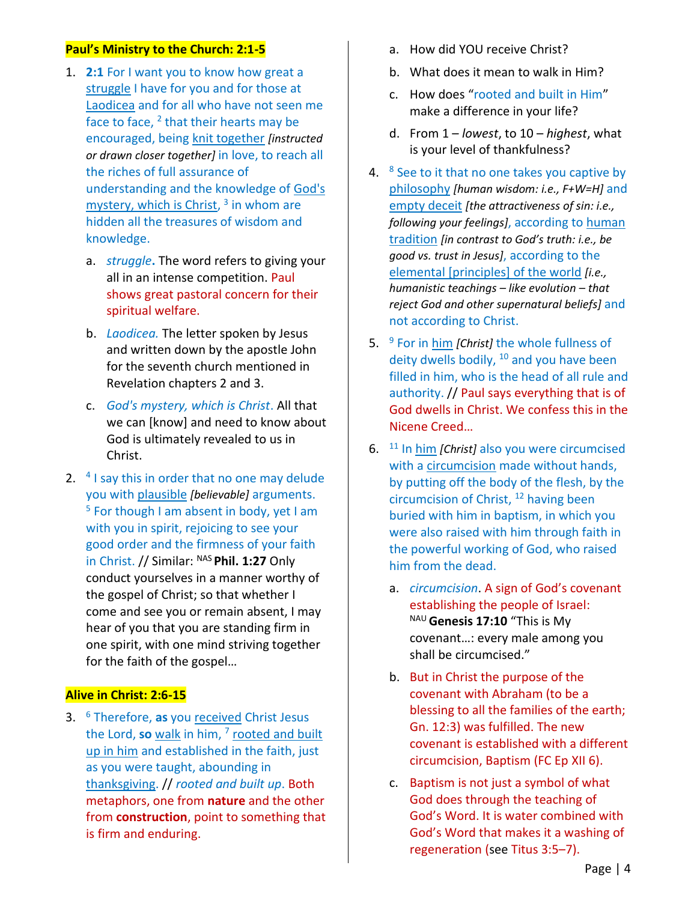**Paul's Ministry to the Church: 2:1-5**

1. **2:1** For I want you to know how great a struggle I have for you and for those at Laodicea and for all who have not seen me face to face, [2] that their hearts may be encouraged, being knit together *[instructed or drawn closer together]* in love, to reach all the riches of full assurance of understanding and the knowledge of God's mystery, which is Christ, [3] in whom are hidden all the treasures of wisdom and knowledge.
   a. *struggle***.** The word refers to giving your all in an intense competition. Paul shows great pastoral concern for their spiritual welfare.
   b. *Laodicea.* The letter spoken by Jesus and written down by the apostle John for the seventh church mentioned in Revelation chapters 2 and 3.
   c. *God's mystery, which is Christ*. All that we can [know] and need to know about God is ultimately revealed to us in Christ.
2. [4] I say this in order that no one may delude you with plausible *[believable]* arguments. [5] For though I am absent in body, yet I am with you in spirit, rejoicing to see your good order and the firmness of your faith in Christ. // Similar: NAS **Phil. 1:27** Only conduct yourselves in a manner worthy of the gospel of Christ; so that whether I come and see you or remain absent, I may hear of you that you are standing firm in one spirit, with one mind striving together for the faith of the gospel…

**Alive in Christ: 2:6-15**

3. [6] Therefore, **as** you received Christ Jesus the Lord, **so** walk in him, [7] rooted and built up in him and established in the faith, just as you were taught, abounding in thanksgiving. // *rooted and built up*. Both metaphors, one from **nature** and the other from **construction**, point to something that is firm and enduring.
   a. How did YOU receive Christ?
   b. What does it mean to walk in Him?
   c. How does "rooted and built in Him" make a difference in your life?
   d. From 1 – *lowest*, to 10 – *highest*, what is your level of thankfulness?
4. [8] See to it that no one takes you captive by philosophy *[human wisdom: i.e., F+W=H]* and empty deceit *[the attractiveness of sin: i.e., following your feelings]*, according to human tradition *[in contrast to God's truth: i.e., be good vs. trust in Jesus]*, according to the elemental [principles] of the world *[i.e., humanistic teachings – like evolution – that reject God and other supernatural beliefs]* and not according to Christ.
5. [9] For in him *[Christ]* the whole fullness of deity dwells bodily, [10] and you have been filled in him, who is the head of all rule and authority. // Paul says everything that is of God dwells in Christ. We confess this in the Nicene Creed…
6. [11] In him *[Christ]* also you were circumcised with a circumcision made without hands, by putting off the body of the flesh, by the circumcision of Christ, [12] having been buried with him in baptism, in which you were also raised with him through faith in the powerful working of God, who raised him from the dead.
   a. *circumcision*. A sign of God's covenant establishing the people of Israel: NAU **Genesis 17:10** "This is My covenant…: every male among you shall be circumcised."
   b. But in Christ the purpose of the covenant with Abraham (to be a blessing to all the families of the earth; Gn. 12:3) was fulfilled. The new covenant is established with a different circumcision, Baptism (FC Ep XII 6).
   c. Baptism is not just a symbol of what God does through the teaching of God's Word. It is water combined with God's Word that makes it a washing of regeneration (see Titus 3:5–7).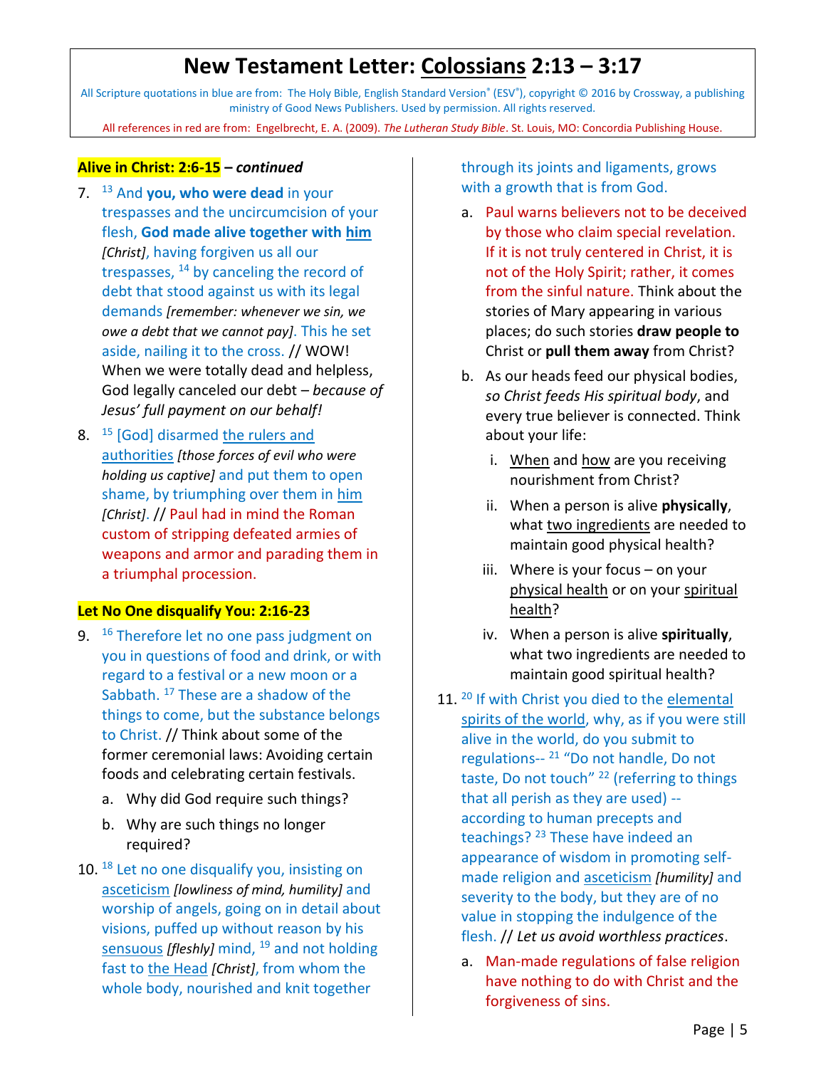# New Testament Letter: Colossians 2:13 – 3:17

All Scripture quotations in blue are from: The Holy Bible, English Standard Version® (ESV®), copyright © 2016 by Crossway, a publishing ministry of Good News Publishers. Used by permission. All rights reserved.

All references in red are from: Engelbrecht, E. A. (2009). *The Lutheran Study Bible*. St. Louis, MO: Concordia Publishing House.

**Alive in Christ: 2:6-15 – *continued***

7. [13] And **you, who were dead** in your trespasses and the uncircumcision of your flesh, **God made alive together with him** *[Christ]*, having forgiven us all our trespasses, [14] by canceling the record of debt that stood against us with its legal demands *[remember: whenever we sin, we owe a debt that we cannot pay]*. This he set aside, nailing it to the cross. // WOW! When we were totally dead and helpless, God legally canceled our debt – *because of Jesus' full payment on our behalf!*

8. [15] [God] disarmed the rulers and authorities *[those forces of evil who were holding us captive]* and put them to open shame, by triumphing over them in him *[Christ]*. // Paul had in mind the Roman custom of stripping defeated armies of weapons and armor and parading them in a triumphal procession.

**Let No One disqualify You: 2:16-23**

9. [16] Therefore let no one pass judgment on you in questions of food and drink, or with regard to a festival or a new moon or a Sabbath. [17] These are a shadow of the things to come, but the substance belongs to Christ. // Think about some of the former ceremonial laws: Avoiding certain foods and celebrating certain festivals.
   a. Why did God require such things?
   b. Why are such things no longer required?

10. [18] Let no one disqualify you, insisting on asceticism *[lowliness of mind, humility]* and worship of angels, going on in detail about visions, puffed up without reason by his sensuous *[fleshly]* mind, [19] and not holding fast to the Head *[Christ]*, from whom the whole body, nourished and knit together through its joints and ligaments, grows with a growth that is from God.
    a. Paul warns believers not to be deceived by those who claim special revelation. If it is not truly centered in Christ, it is not of the Holy Spirit; rather, it comes from the sinful nature. Think about the stories of Mary appearing in various places; do such stories **draw people to** Christ or **pull them away** from Christ?
    b. As our heads feed our physical bodies, *so Christ feeds His spiritual body*, and every true believer is connected. Think about your life:
       i. When and how are you receiving nourishment from Christ?
       ii. When a person is alive **physically**, what two ingredients are needed to maintain good physical health?
       iii. Where is your focus – on your physical health or on your spiritual health?
       iv. When a person is alive **spiritually**, what two ingredients are needed to maintain good spiritual health?

11. [20] If with Christ you died to the elemental spirits of the world, why, as if you were still alive in the world, do you submit to regulations-- [21] "Do not handle, Do not taste, Do not touch" [22] (referring to things that all perish as they are used) -- according to human precepts and teachings? [23] These have indeed an appearance of wisdom in promoting self-made religion and asceticism *[humility]* and severity to the body, but they are of no value in stopping the indulgence of the flesh. // *Let us avoid worthless practices*.
    a. Man-made regulations of false religion have nothing to do with Christ and the forgiveness of sins.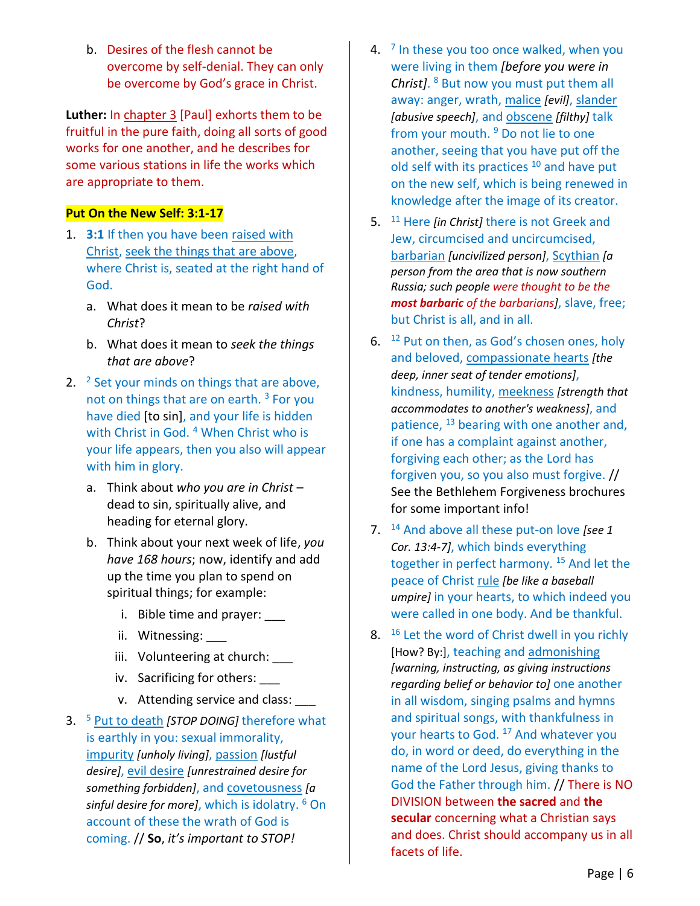b. Desires of the flesh cannot be overcome by self-denial. They can only be overcome by God's grace in Christ.

**Luther:** In chapter 3 [Paul] exhorts them to be fruitful in the pure faith, doing all sorts of good works for one another, and he describes for some various stations in life the works which are appropriate to them.

**Put On the New Self: 3:1-17**

1. **3:1** If then you have been raised with Christ, seek the things that are above, where Christ is, seated at the right hand of God.
   a. What does it mean to be *raised with Christ*?
   b. What does it mean to *seek the things that are above*?
2. [2] Set your minds on things that are above, not on things that are on earth. [3] For you have died [to sin], and your life is hidden with Christ in God. [4] When Christ who is your life appears, then you also will appear with him in glory.
   a. Think about *who you are in Christ* – dead to sin, spiritually alive, and heading for eternal glory.
   b. Think about your next week of life, *you have 168 hours*; now, identify and add up the time you plan to spend on spiritual things; for example:
      i. Bible time and prayer: ___
      ii. Witnessing: ___
      iii. Volunteering at church: ___
      iv. Sacrificing for others: ___
      v. Attending service and class: ___
3. [5] Put to death *[STOP DOING]* therefore what is earthly in you: sexual immorality, impurity *[unholy living]*, passion *[lustful desire]*, evil desire *[unrestrained desire for something forbidden]*, and covetousness *[a sinful desire for more]*, which is idolatry. [6] On account of these the wrath of God is coming. // **So**, *it's important to STOP!*
4. [7] In these you too once walked, when you were living in them *[before you were in Christ]*. [8] But now you must put them all away: anger, wrath, malice *[evil]*, slander *[abusive speech]*, and obscene *[filthy]* talk from your mouth. [9] Do not lie to one another, seeing that you have put off the old self with its practices [10] and have put on the new self, which is being renewed in knowledge after the image of its creator.
5. [11] Here *[in Christ]* there is not Greek and Jew, circumcised and uncircumcised, barbarian *[uncivilized person]*, Scythian *[a person from the area that is now southern Russia; such people were thought to be the **most barbaric** of the barbarians]*, slave, free; but Christ is all, and in all.
6. [12] Put on then, as God's chosen ones, holy and beloved, compassionate hearts *[the deep, inner seat of tender emotions]*, kindness, humility, meekness *[strength that accommodates to another's weakness]*, and patience, [13] bearing with one another and, if one has a complaint against another, forgiving each other; as the Lord has forgiven you, so you also must forgive. // See the Bethlehem Forgiveness brochures for some important info!
7. [14] And above all these put-on love *[see 1 Cor. 13:4-7]*, which binds everything together in perfect harmony. [15] And let the peace of Christ rule *[be like a baseball umpire]* in your hearts, to which indeed you were called in one body. And be thankful.
8. [16] Let the word of Christ dwell in you richly [How? By:], teaching and admonishing *[warning, instructing, as giving instructions regarding belief or behavior to]* one another in all wisdom, singing psalms and hymns and spiritual songs, with thankfulness in your hearts to God. [17] And whatever you do, in word or deed, do everything in the name of the Lord Jesus, giving thanks to God the Father through him. // There is NO DIVISION between **the sacred** and **the secular** concerning what a Christian says and does. Christ should accompany us in all facets of life.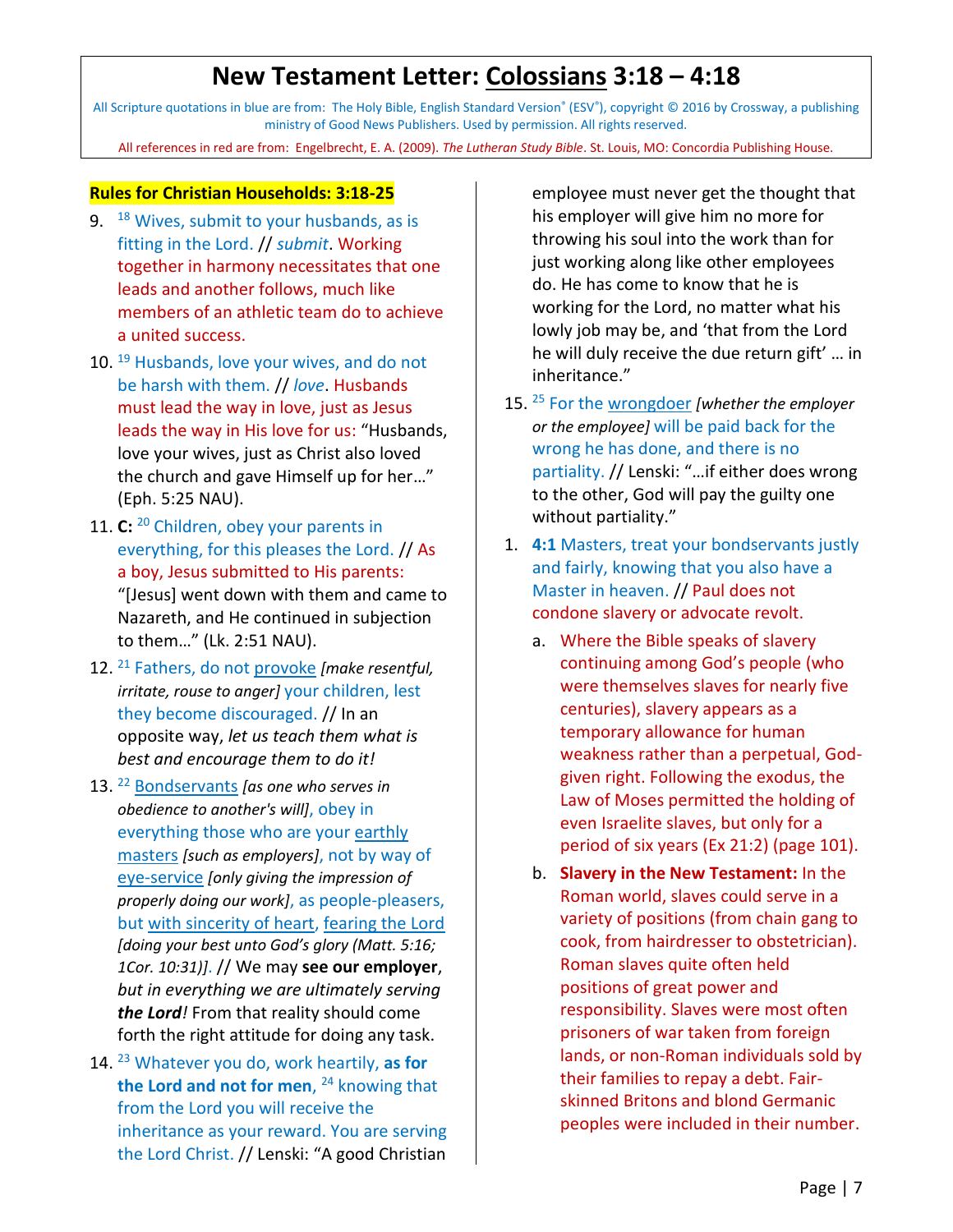# New Testament Letter: Colossians 3:18 – 4:18

All Scripture quotations in blue are from: The Holy Bible, English Standard Version® (ESV®), copyright © 2016 by Crossway, a publishing ministry of Good News Publishers. Used by permission. All rights reserved.

All references in red are from: Engelbrecht, E. A. (2009). *The Lutheran Study Bible*. St. Louis, MO: Concordia Publishing House.

**Rules for Christian Households: 3:18-25**

9. [18] Wives, submit to your husbands, as is fitting in the Lord. // *submit*. Working together in harmony necessitates that one leads and another follows, much like members of an athletic team do to achieve a united success.
10. [19] Husbands, love your wives, and do not be harsh with them. // *love*. Husbands must lead the way in love, just as Jesus leads the way in His love for us: "Husbands, love your wives, just as Christ also loved the church and gave Himself up for her…" (Eph. 5:25 NAU).
11. **C:** [20] Children, obey your parents in everything, for this pleases the Lord. // As a boy, Jesus submitted to His parents: "[Jesus] went down with them and came to Nazareth, and He continued in subjection to them…" (Lk. 2:51 NAU).
12. [21] Fathers, do not provoke *[make resentful, irritate, rouse to anger]* your children, lest they become discouraged. // In an opposite way, *let us teach them what is best and encourage them to do it!*
13. [22] Bondservants *[as one who serves in obedience to another's will]*, obey in everything those who are your earthly masters *[such as employers]*, not by way of eye-service *[only giving the impression of properly doing our work]*, as people-pleasers, but with sincerity of heart, fearing the Lord *[doing your best unto God's glory (Matt. 5:16; 1Cor. 10:31)]*. // We may **see our employer**, *but in everything we are ultimately serving **the Lord**!* From that reality should come forth the right attitude for doing any task.
14. [23] Whatever you do, work heartily, **as for the Lord and not for men**, [24] knowing that from the Lord you will receive the inheritance as your reward. You are serving the Lord Christ. // Lenski: "A good Christian employee must never get the thought that his employer will give him no more for throwing his soul into the work than for just working along like other employees do. He has come to know that he is working for the Lord, no matter what his lowly job may be, and 'that from the Lord he will duly receive the due return gift' … in inheritance."
15. [25] For the wrongdoer *[whether the employer or the employee]* will be paid back for the wrong he has done, and there is no partiality. // Lenski: "…if either does wrong to the other, God will pay the guilty one without partiality."

1. **4:1** Masters, treat your bondservants justly and fairly, knowing that you also have a Master in heaven. // Paul does not condone slavery or advocate revolt.
   a. Where the Bible speaks of slavery continuing among God's people (who were themselves slaves for nearly five centuries), slavery appears as a temporary allowance for human weakness rather than a perpetual, God-given right. Following the exodus, the Law of Moses permitted the holding of even Israelite slaves, but only for a period of six years (Ex 21:2) (page 101).
   b. **Slavery in the New Testament:** In the Roman world, slaves could serve in a variety of positions (from chain gang to cook, from hairdresser to obstetrician). Roman slaves quite often held positions of great power and responsibility. Slaves were most often prisoners of war taken from foreign lands, or non-Roman individuals sold by their families to repay a debt. Fair-skinned Britons and blond Germanic peoples were included in their number.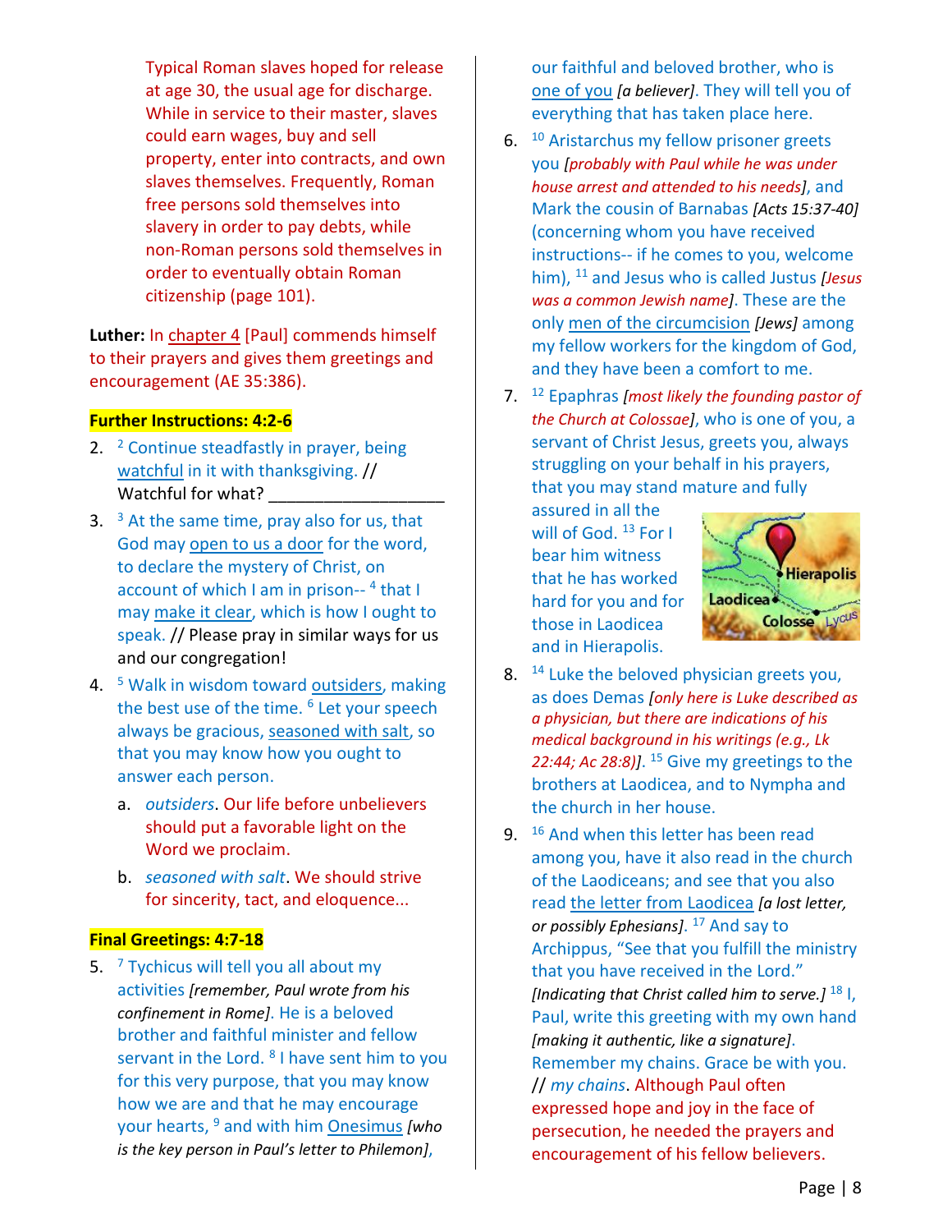Typical Roman slaves hoped for release at age 30, the usual age for discharge. While in service to their master, slaves could earn wages, buy and sell property, enter into contracts, and own slaves themselves. Frequently, Roman free persons sold themselves into slavery in order to pay debts, while non-Roman persons sold themselves in order to eventually obtain Roman citizenship (page 101).

**Luther:** In chapter 4 [Paul] commends himself to their prayers and gives them greetings and encouragement (AE 35:386).

**Further Instructions: 4:2-6**

2. [2] Continue steadfastly in prayer, being watchful in it with thanksgiving. // Watchful for what? ___________________
3. [3] At the same time, pray also for us, that God may open to us a door for the word, to declare the mystery of Christ, on account of which I am in prison-- [4] that I may make it clear, which is how I ought to speak. // Please pray in similar ways for us and our congregation!
4. [5] Walk in wisdom toward outsiders, making the best use of the time. [6] Let your speech always be gracious, seasoned with salt, so that you may know how you ought to answer each person.
    a. *outsiders*. Our life before unbelievers should put a favorable light on the Word we proclaim.
    b. *seasoned with salt*. We should strive for sincerity, tact, and eloquence...

**Final Greetings: 4:7-18**

5. [7] Tychicus will tell you all about my activities *[remember, Paul wrote from his confinement in Rome]*. He is a beloved brother and faithful minister and fellow servant in the Lord. [8] I have sent him to you for this very purpose, that you may know how we are and that he may encourage your hearts, [9] and with him Onesimus *[who is the key person in Paul's letter to Philemon]*, our faithful and beloved brother, who is one of you *[a believer]*. They will tell you of everything that has taken place here.
6. [10] Aristarchus my fellow prisoner greets you *[probably with Paul while he was under house arrest and attended to his needs]*, and Mark the cousin of Barnabas *[Acts 15:37-40]* (concerning whom you have received instructions-- if he comes to you, welcome him), [11] and Jesus who is called Justus *[Jesus was a common Jewish name]*. These are the only men of the circumcision *[Jews]* among my fellow workers for the kingdom of God, and they have been a comfort to me.
7. [12] Epaphras *[most likely the founding pastor of the Church at Colossae]*, who is one of you, a servant of Christ Jesus, greets you, always struggling on your behalf in his prayers, that you may stand mature and fully assured in all the will of God. [13] For I bear him witness that he has worked hard for you and for those in Laodicea and in Hierapolis.

Hierapolis
Laodicea
Colosse
Lycus

8. [14] Luke the beloved physician greets you, as does Demas *[only here is Luke described as a physician, but there are indications of his medical background in his writings (e.g., Lk 22:44; Ac 28:8)]*. [15] Give my greetings to the brothers at Laodicea, and to Nympha and the church in her house.
9. [16] And when this letter has been read among you, have it also read in the church of the Laodiceans; and see that you also read the letter from Laodicea *[a lost letter, or possibly Ephesians]*. [17] And say to Archippus, "See that you fulfill the ministry that you have received in the Lord." *[Indicating that Christ called him to serve.]* [18] I, Paul, write this greeting with my own hand *[making it authentic, like a signature]*. Remember my chains. Grace be with you. // *my chains*. Although Paul often expressed hope and joy in the face of persecution, he needed the prayers and encouragement of his fellow believers.